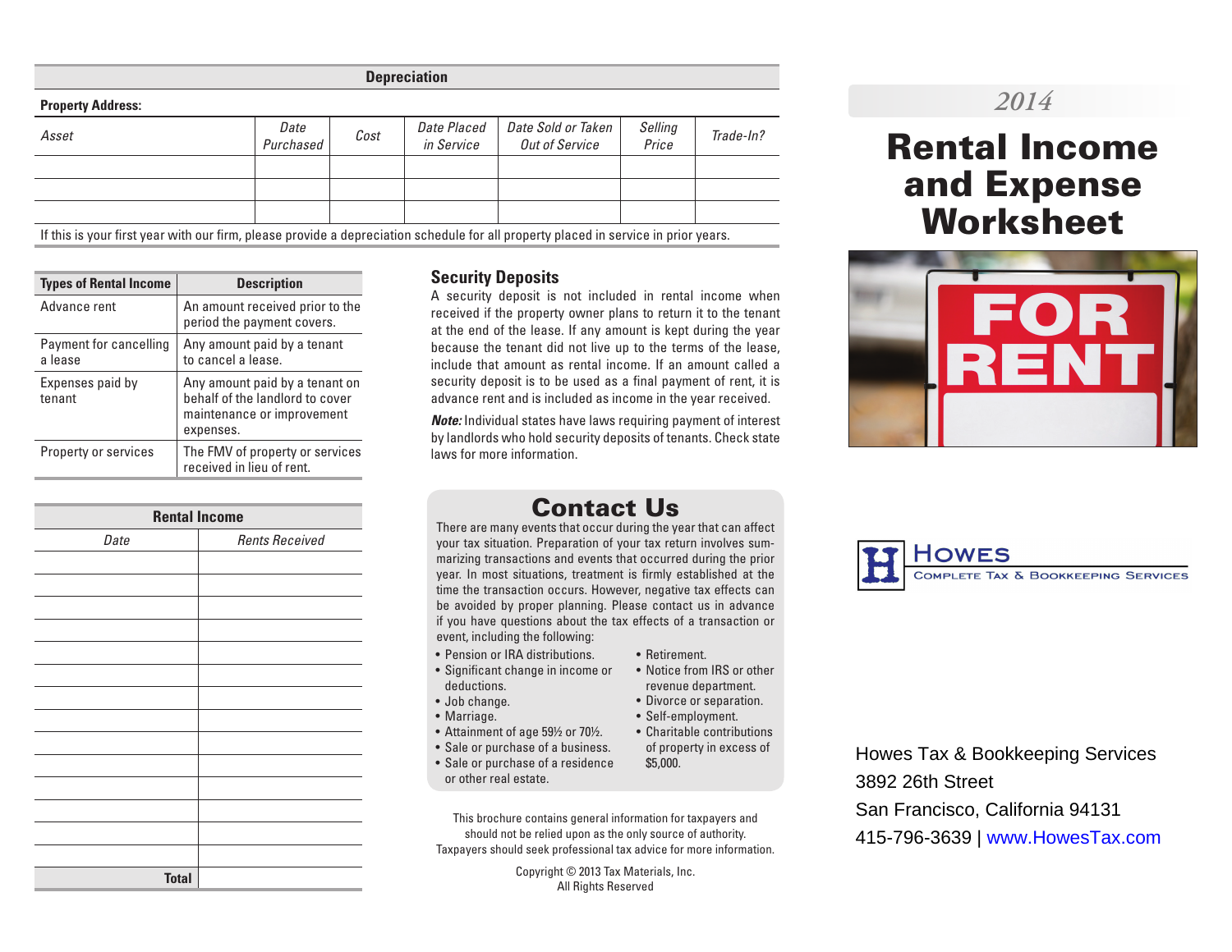## Depreciation

**Property Address:**

| *Asset* | *Date Purchased* | *Cost* | *Date Placed in Service* | *Date Sold or Taken Out of Service* | *Selling Price* | *Trade-In?* |
|---|---|---|---|---|---|---|
| | | | | | | |
| | | | | | | |
| | | | | | | |

If this is your first year with our firm, please provide a depreciation schedule for all property placed in service in prior years.

| Types of Rental Income | Description |
|---|---|
| Advance rent | An amount received prior to the period the payment covers. |
| Payment for cancelling a lease | Any amount paid by a tenant to cancel a lease. |
| Expenses paid by tenant | Any amount paid by a tenant on behalf of the landlord to cover maintenance or improvement expenses. |
| Property or services | The FMV of property or services received in lieu of rent. |

## Rental Income

| *Date* | *Rents Received* |
|---|---|
| | |
| | |
| | |
| | |
| | |
| | |
| | |
| | |
| | |
| | |
| | |
| | |
| | |
| | |
| **Total** | |

## Security Deposits

A security deposit is not included in rental income when received if the property owner plans to return it to the tenant at the end of the lease. If any amount is kept during the year because the tenant did not live up to the terms of the lease, include that amount as rental income. If an amount called a security deposit is to be used as a final payment of rent, it is advance rent and is included as income in the year received.

***Note:*** Individual states have laws requiring payment of interest by landlords who hold security deposits of tenants. Check state laws for more information.

## Contact Us

There are many events that occur during the year that can affect your tax situation. Preparation of your tax return involves summarizing transactions and events that occurred during the prior year. In most situations, treatment is firmly established at the time the transaction occurs. However, negative tax effects can be avoided by proper planning. Please contact us in advance if you have questions about the tax effects of a transaction or event, including the following:

- Pension or IRA distributions.
- Significant change in income or deductions.
- Job change.
- Marriage.
- Attainment of age 59½ or 70½.
- Sale or purchase of a business.
- Sale or purchase of a residence or other real estate.
- Retirement.
- Notice from IRS or other revenue department.
- Divorce or separation.
- Self-employment.
- Charitable contributions of property in excess of $5,000.

This brochure contains general information for taxpayers and should not be relied upon as the only source of authority. Taxpayers should seek professional tax advice for more information.

Copyright © 2013 Tax Materials, Inc.
All Rights Reserved

*2014*

# Rental Income and Expense Worksheet

FOR RENT

**HOWES**
COMPLETE TAX & BOOKKEEPING SERVICES

Howes Tax & Bookkeeping Services
3892 26th Street
San Francisco, California 94131
415-796-3639 | www.HowesTax.com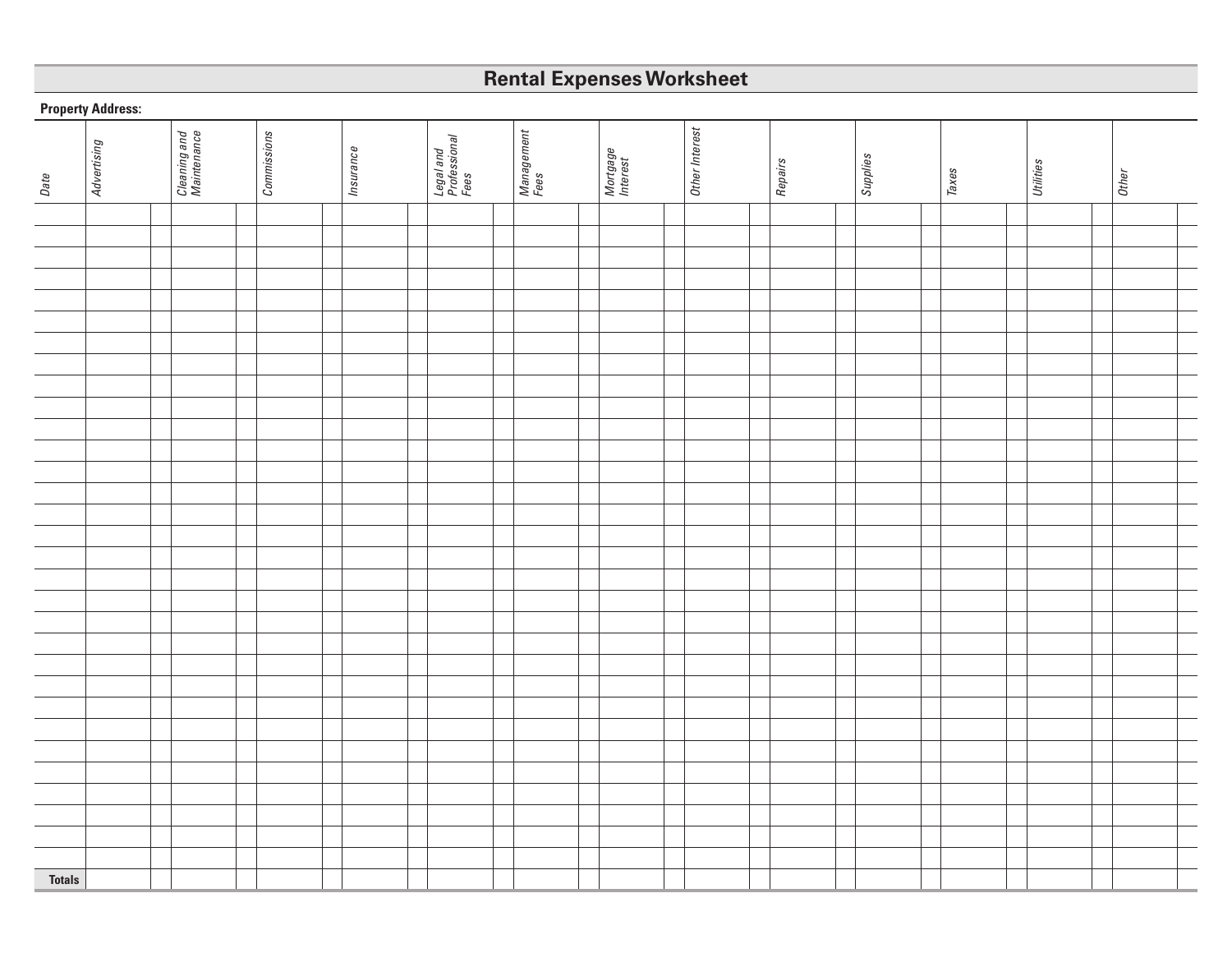# Rental Expenses Worksheet

**Property Address:**

| Date | Advertising | Cleaning and Maintenance | Commissions | Insurance | Legal and Professional Fees | Management Fees | Mortgage Interest | Other Interest | Repairs | Supplies | Taxes | Utilities | Other |
|---|---|---|---|---|---|---|---|---|---|---|---|---|---|
| | | | | | | | | | | | | | |
| | | | | | | | | | | | | | |
| | | | | | | | | | | | | | |
| | | | | | | | | | | | | | |
| | | | | | | | | | | | | | |
| | | | | | | | | | | | | | |
| | | | | | | | | | | | | | |
| | | | | | | | | | | | | | |
| | | | | | | | | | | | | | |
| | | | | | | | | | | | | | |
| | | | | | | | | | | | | | |
| | | | | | | | | | | | | | |
| | | | | | | | | | | | | | |
| | | | | | | | | | | | | | |
| | | | | | | | | | | | | | |
| | | | | | | | | | | | | | |
| | | | | | | | | | | | | | |
| | | | | | | | | | | | | | |
| | | | | | | | | | | | | | |
| | | | | | | | | | | | | | |
| | | | | | | | | | | | | | |
| | | | | | | | | | | | | | |
| | | | | | | | | | | | | | |
| | | | | | | | | | | | | | |
| | | | | | | | | | | | | | |
| | | | | | | | | | | | | | |
| | | | | | | | | | | | | | |
| | | | | | | | | | | | | | |
| | | | | | | | | | | | | | |
| | | | | | | | | | | | | | |
| | | | | | | | | | | | | | |
| **Totals** | | | | | | | | | | | | | |